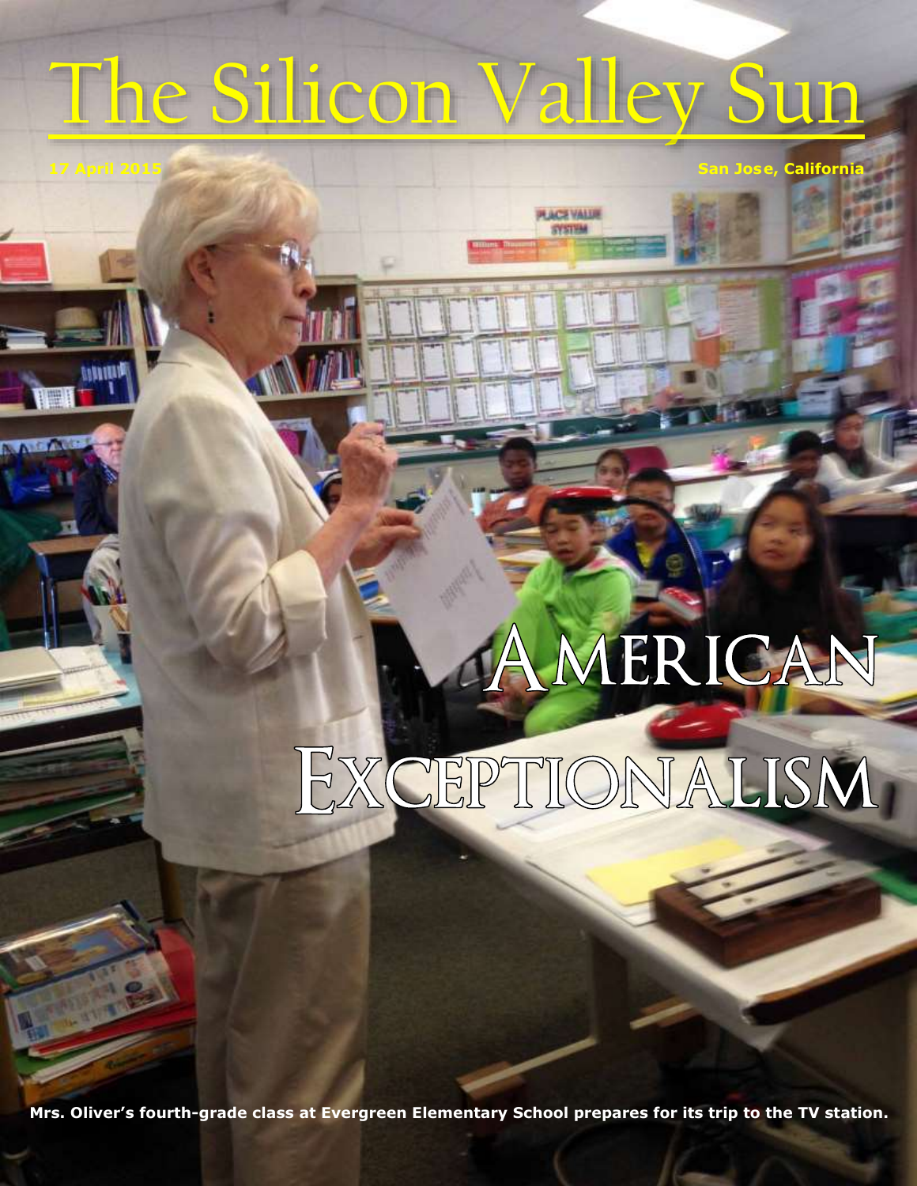# The Silicon Valley Sun

17 April 2015

San Jose, California

## American Exceptionalism

**Mrs. Oliver's fourth-grade class at Evergreen Elementary School prepares for its trip to the TV station.**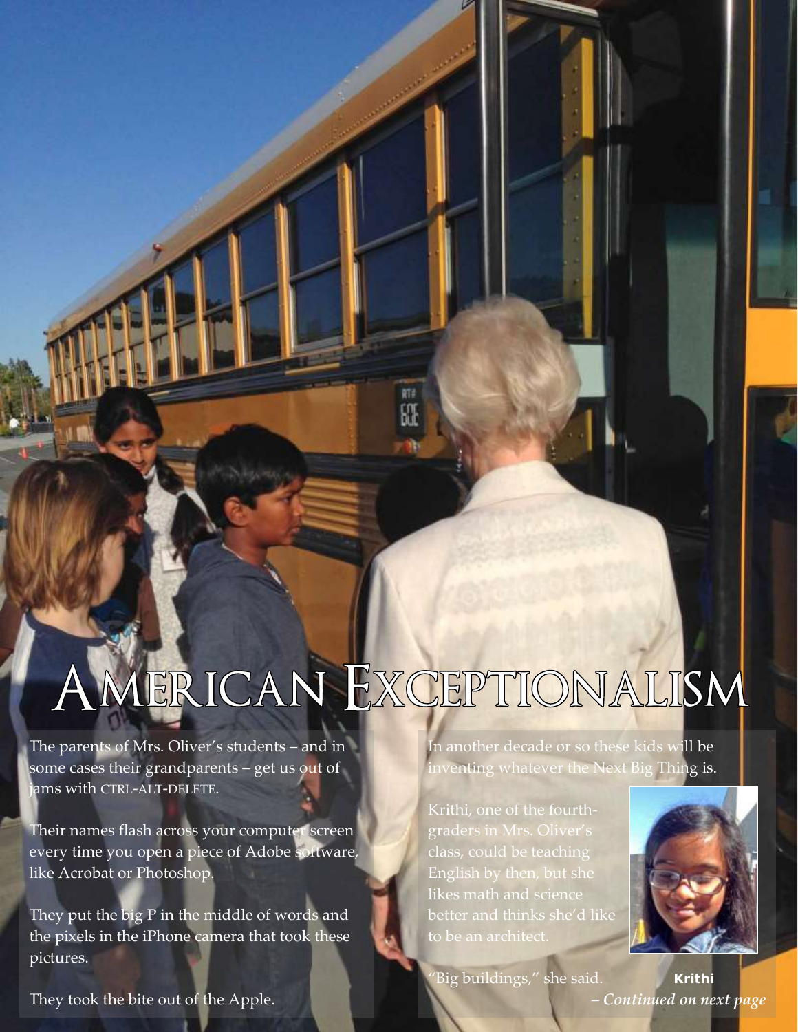# American Exceptionalism

The parents of Mrs. Oliver's students – and in some cases their grandparents – get us out of jams with CTRL-ALT-DELETE.

Their names flash across your computer screen every time you open a piece of Adobe software, like Acrobat or Photoshop.

They put the big P in the middle of words and the pixels in the iPhone camera that took these pictures.

They took the bite out of the Apple.

In another decade or so these kids will be inventing whatever the Next Big Thing is.

Krithi, one of the fourth-graders in Mrs. Oliver's class, could be teaching English by then, but she likes math and science better and thinks she'd like to be an architect.

"Big buildings," she said.

**Krithi**

*– Continued on next page*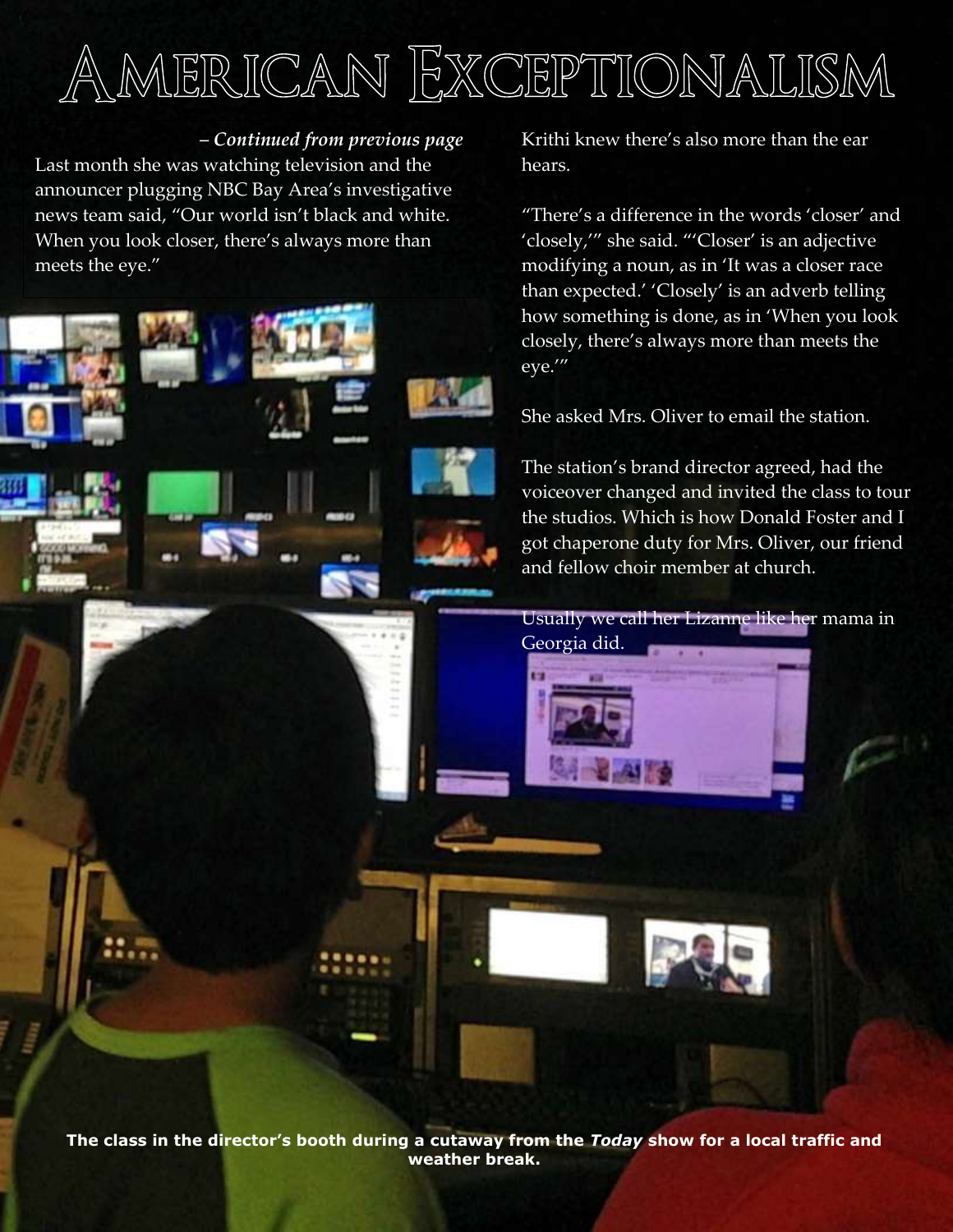# American Exceptionalism

*– Continued from previous page*

Last month she was watching television and the announcer plugging NBC Bay Area's investigative news team said, "Our world isn't black and white. When you look closer, there's always more than meets the eye."

Krithi knew there's also more than the ear hears.

"There's a difference in the words 'closer' and 'closely,'" she said. "'Closer' is an adjective modifying a noun, as in 'It was a closer race than expected.' 'Closely' is an adverb telling how something is done, as in 'When you look closely, there's always more than meets the eye.'"

She asked Mrs. Oliver to email the station.

The station's brand director agreed, had the voiceover changed and invited the class to tour the studios. Which is how Donald Foster and I got chaperone duty for Mrs. Oliver, our friend and fellow choir member at church.

Usually we call her Lizanne like her mama in Georgia did.

**The class in the director's booth during a cutaway from the *Today* show for a local traffic and weather break.**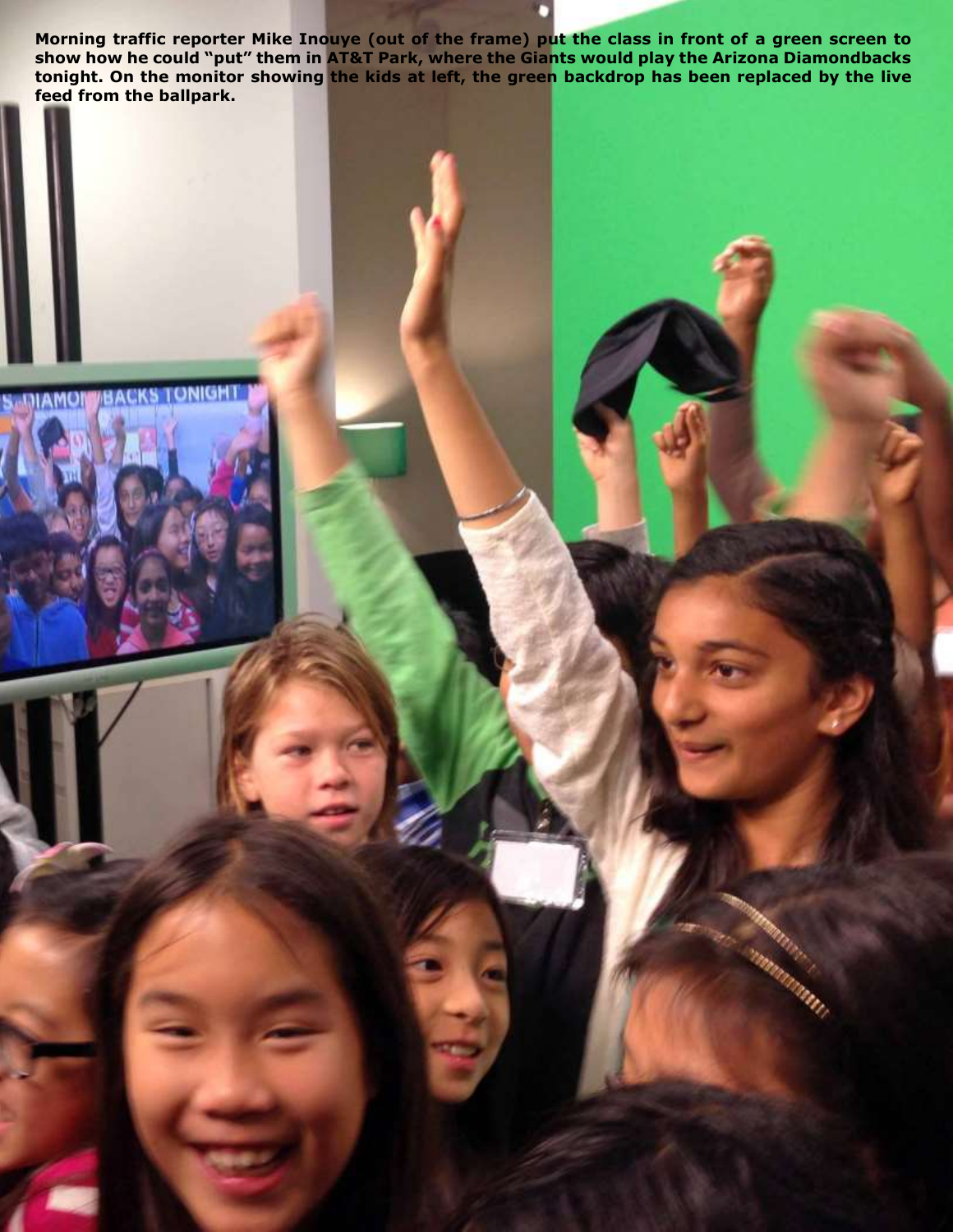**Morning traffic reporter Mike Inouye (out of the frame) put the class in front of a green screen to show how he could "put" them in AT&T Park, where the Giants would play the Arizona Diamondbacks tonight. On the monitor showing the kids at left, the green backdrop has been replaced by the live feed from the ballpark.**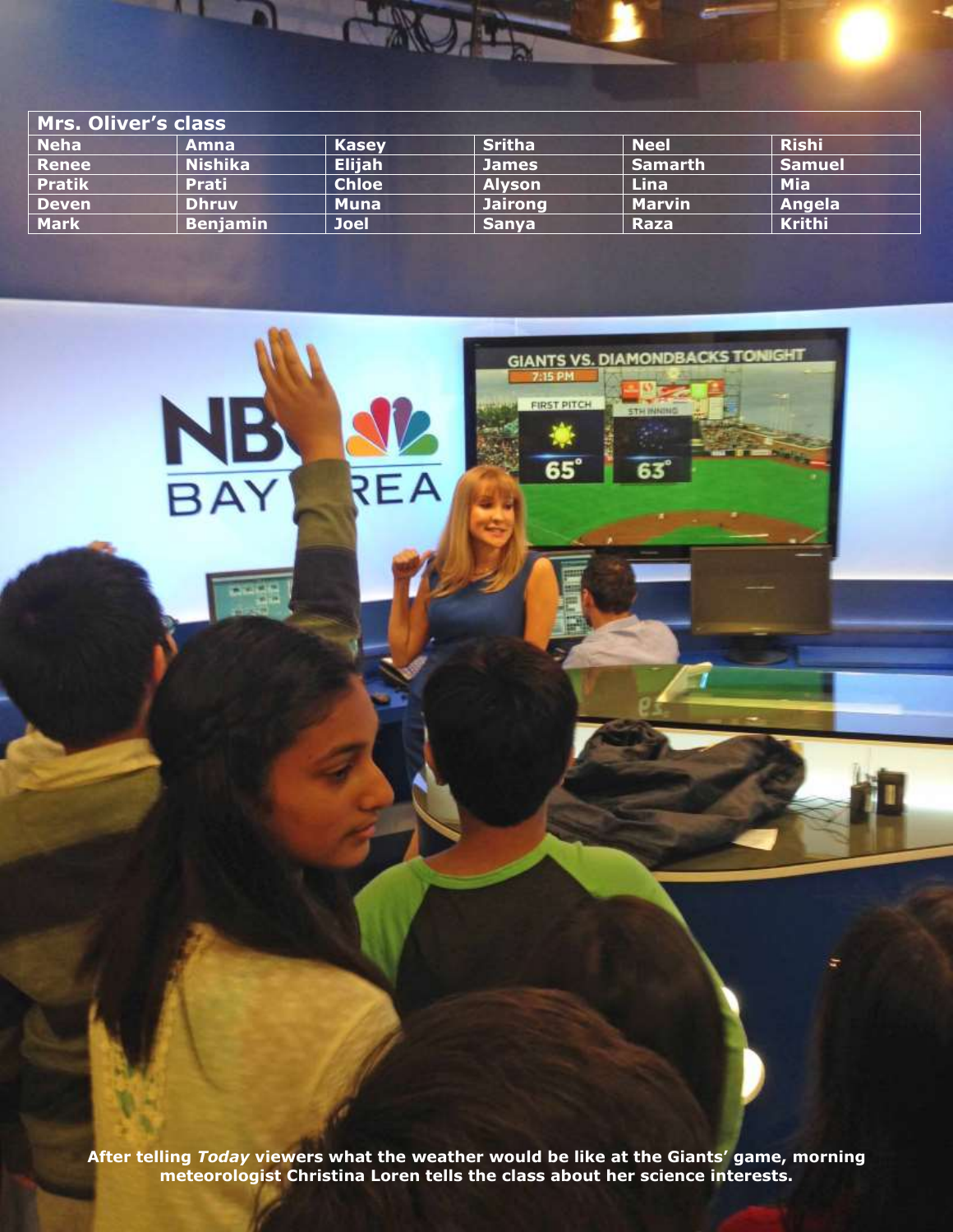| Mrs. Oliver's class | | | | | |
|---|---|---|---|---|---|
| Neha | Amna | Kasey | Sritha | Neel | Rishi |
| Renee | Nishika | Elijah | James | Samarth | Samuel |
| Pratik | Prati | Chloe | Alyson | Lina | Mia |
| Deven | Dhruv | Muna | Jairong | Marvin | Angela |
| Mark | Benjamin | Joel | Sanya | Raza | Krithi |

**After telling *Today* viewers what the weather would be like at the Giants' game, morning meteorologist Christina Loren tells the class about her science interests.**